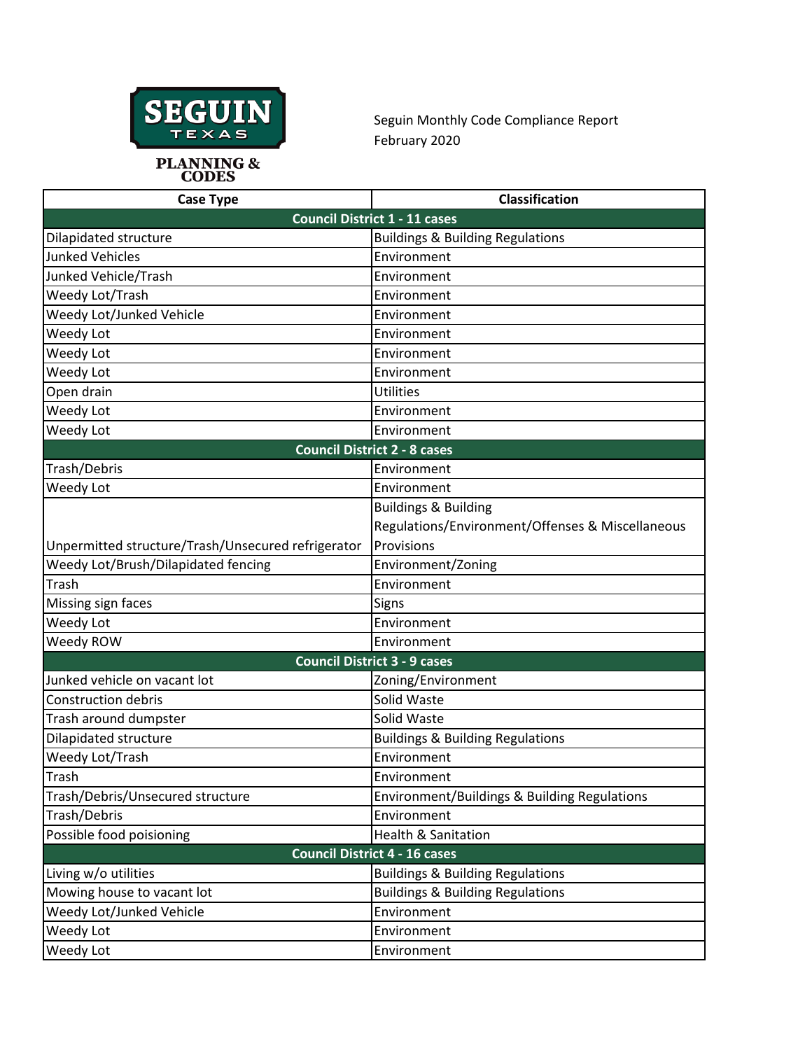SEGUIN TEXAS

PLANNING & CODES

Seguin Monthly Code Compliance Report
February 2020

| Case Type | Classification |
|---|---|
| **Council District 1 - 11 cases** | |
| Dilapidated structure | Buildings & Building Regulations |
| Junked Vehicles | Environment |
| Junked Vehicle/Trash | Environment |
| Weedy Lot/Trash | Environment |
| Weedy Lot/Junked Vehicle | Environment |
| Weedy Lot | Environment |
| Weedy Lot | Environment |
| Weedy Lot | Environment |
| Open drain | Utilities |
| Weedy Lot | Environment |
| Weedy Lot | Environment |
| **Council District 2 - 8 cases** | |
| Trash/Debris | Environment |
| Weedy Lot | Environment |
| Unpermitted structure/Trash/Unsecured refrigerator | Buildings & Building Regulations/Environment/Offenses & Miscellaneous Provisions |
| Weedy Lot/Brush/Dilapidated fencing | Environment/Zoning |
| Trash | Environment |
| Missing sign faces | Signs |
| Weedy Lot | Environment |
| Weedy ROW | Environment |
| **Council District 3 - 9 cases** | |
| Junked vehicle on vacant lot | Zoning/Environment |
| Construction debris | Solid Waste |
| Trash around dumpster | Solid Waste |
| Dilapidated structure | Buildings & Building Regulations |
| Weedy Lot/Trash | Environment |
| Trash | Environment |
| Trash/Debris/Unsecured structure | Environment/Buildings & Building Regulations |
| Trash/Debris | Environment |
| Possible food poisioning | Health & Sanitation |
| **Council District 4 - 16 cases** | |
| Living w/o utilities | Buildings & Building Regulations |
| Mowing house to vacant lot | Buildings & Building Regulations |
| Weedy Lot/Junked Vehicle | Environment |
| Weedy Lot | Environment |
| Weedy Lot | Environment |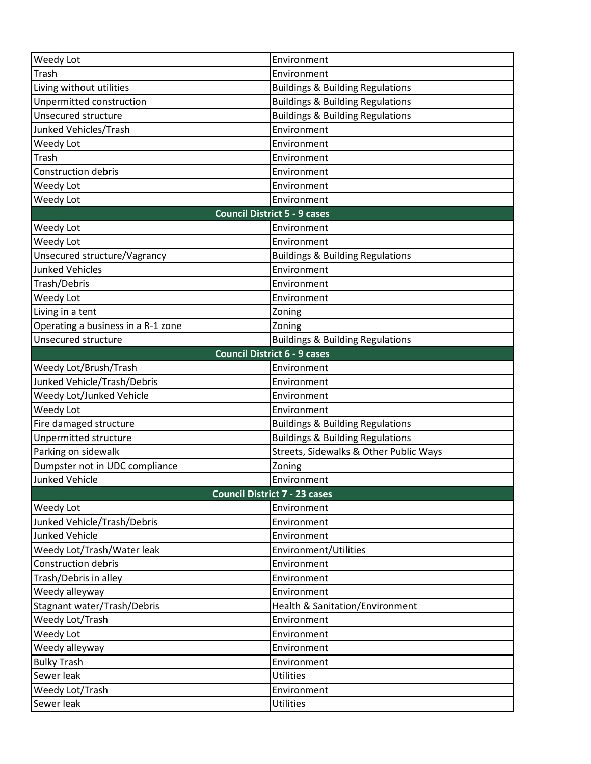| | |
|---|---|
| Weedy Lot | Environment |
| Trash | Environment |
| Living without utilities | Buildings & Building Regulations |
| Unpermitted construction | Buildings & Building Regulations |
| Unsecured structure | Buildings & Building Regulations |
| Junked Vehicles/Trash | Environment |
| Weedy Lot | Environment |
| Trash | Environment |
| Construction debris | Environment |
| Weedy Lot | Environment |
| Weedy Lot | Environment |
| **Council District 5 - 9 cases** | |
| Weedy Lot | Environment |
| Weedy Lot | Environment |
| Unsecured structure/Vagrancy | Buildings & Building Regulations |
| Junked Vehicles | Environment |
| Trash/Debris | Environment |
| Weedy Lot | Environment |
| Living in a tent | Zoning |
| Operating a business in a R-1 zone | Zoning |
| Unsecured structure | Buildings & Building Regulations |
| **Council District 6 - 9 cases** | |
| Weedy Lot/Brush/Trash | Environment |
| Junked Vehicle/Trash/Debris | Environment |
| Weedy Lot/Junked Vehicle | Environment |
| Weedy Lot | Environment |
| Fire damaged structure | Buildings & Building Regulations |
| Unpermitted structure | Buildings & Building Regulations |
| Parking on sidewalk | Streets, Sidewalks & Other Public Ways |
| Dumpster not in UDC compliance | Zoning |
| Junked Vehicle | Environment |
| **Council District 7 - 23 cases** | |
| Weedy Lot | Environment |
| Junked Vehicle/Trash/Debris | Environment |
| Junked Vehicle | Environment |
| Weedy Lot/Trash/Water leak | Environment/Utilities |
| Construction debris | Environment |
| Trash/Debris in alley | Environment |
| Weedy alleyway | Environment |
| Stagnant water/Trash/Debris | Health & Sanitation/Environment |
| Weedy Lot/Trash | Environment |
| Weedy Lot | Environment |
| Weedy alleyway | Environment |
| Bulky Trash | Environment |
| Sewer leak | Utilities |
| Weedy Lot/Trash | Environment |
| Sewer leak | Utilities |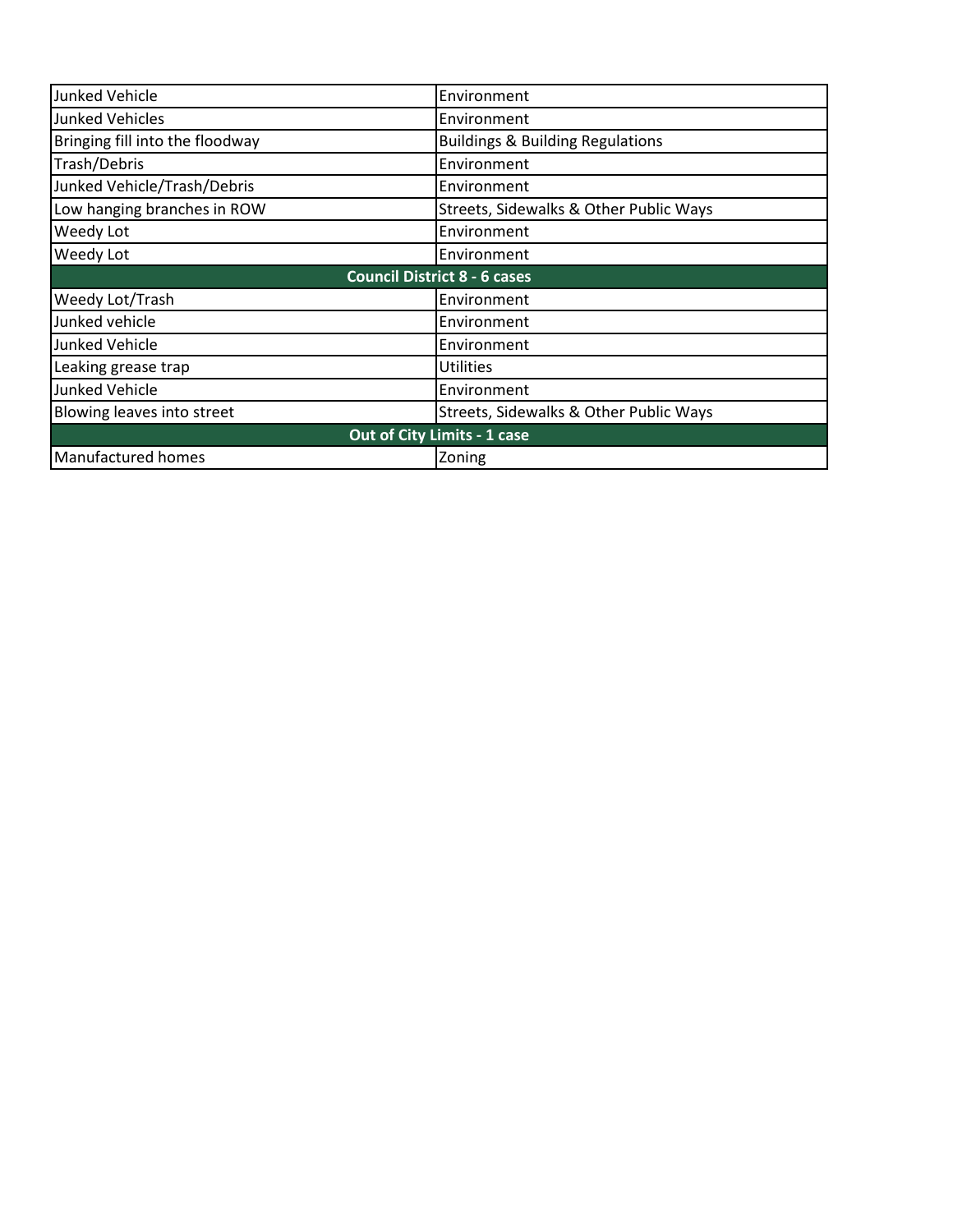| | |
|---|---|
| Junked Vehicle | Environment |
| Junked Vehicles | Environment |
| Bringing fill into the floodway | Buildings & Building Regulations |
| Trash/Debris | Environment |
| Junked Vehicle/Trash/Debris | Environment |
| Low hanging branches in ROW | Streets, Sidewalks & Other Public Ways |
| Weedy Lot | Environment |
| Weedy Lot | Environment |
| **Council District 8 - 6 cases** | |
| Weedy Lot/Trash | Environment |
| Junked vehicle | Environment |
| Junked Vehicle | Environment |
| Leaking grease trap | Utilities |
| Junked Vehicle | Environment |
| Blowing leaves into street | Streets, Sidewalks & Other Public Ways |
| **Out of City Limits - 1 case** | |
| Manufactured homes | Zoning |